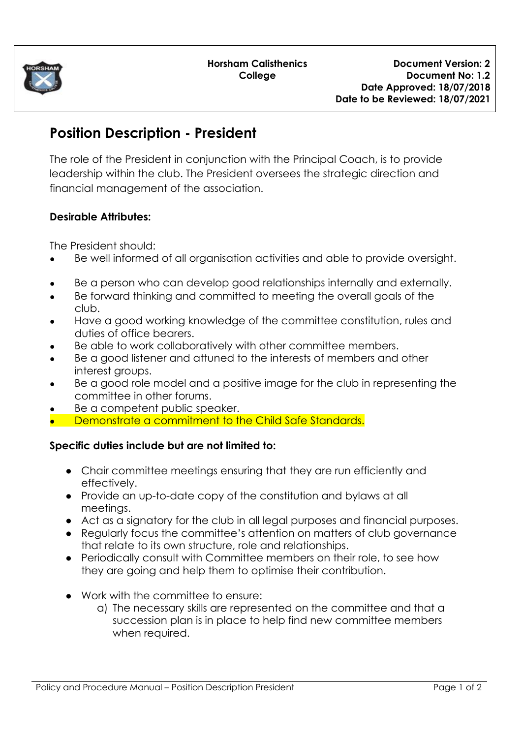| Horsham Calisthenics College | Document Version: 2<br>Document No: 1.2<br>Date Approved: 18/07/2018<br>Date to be Reviewed: 18/07/2021 |
|---|---|

# Position Description - President

The role of the President in conjunction with the Principal Coach, is to provide leadership within the club. The President oversees the strategic direction and financial management of the association.

**Desirable Attributes:**

The President should:

- Be well informed of all organisation activities and able to provide oversight.
- Be a person who can develop good relationships internally and externally.
- Be forward thinking and committed to meeting the overall goals of the club.
- Have a good working knowledge of the committee constitution, rules and duties of office bearers.
- Be able to work collaboratively with other committee members.
- Be a good listener and attuned to the interests of members and other interest groups.
- Be a good role model and a positive image for the club in representing the committee in other forums.
- Be a competent public speaker.
- Demonstrate a commitment to the Child Safe Standards.

**Specific duties include but are not limited to:**

- Chair committee meetings ensuring that they are run efficiently and effectively.
- Provide an up-to-date copy of the constitution and bylaws at all meetings.
- Act as a signatory for the club in all legal purposes and financial purposes.
- Regularly focus the committee's attention on matters of club governance that relate to its own structure, role and relationships.
- Periodically consult with Committee members on their role, to see how they are going and help them to optimise their contribution.
- Work with the committee to ensure:
  a) The necessary skills are represented on the committee and that a succession plan is in place to help find new committee members when required.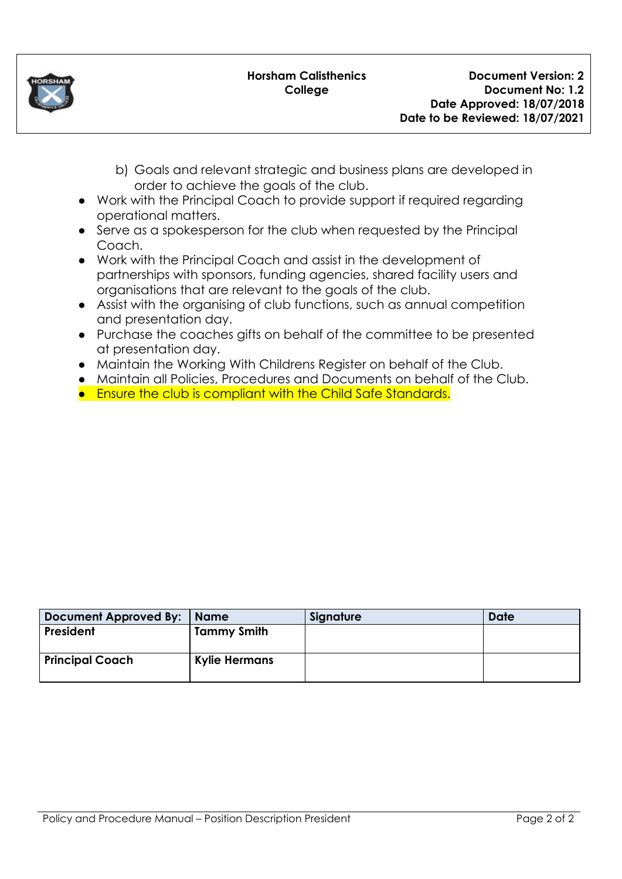b) Goals and relevant strategic and business plans are developed in order to achieve the goals of the club.

- Work with the Principal Coach to provide support if required regarding operational matters.
- Serve as a spokesperson for the club when requested by the Principal Coach.
- Work with the Principal Coach and assist in the development of partnerships with sponsors, funding agencies, shared facility users and organisations that are relevant to the goals of the club.
- Assist with the organising of club functions, such as annual competition and presentation day.
- Purchase the coaches gifts on behalf of the committee to be presented at presentation day.
- Maintain the Working With Childrens Register on behalf of the Club.
- Maintain all Policies, Procedures and Documents on behalf of the Club.
- Ensure the club is compliant with the Child Safe Standards.

| Document Approved By: | Name | Signature | Date |
|---|---|---|---|
| President | Tammy Smith | | |
| Principal Coach | Kylie Hermans | | |